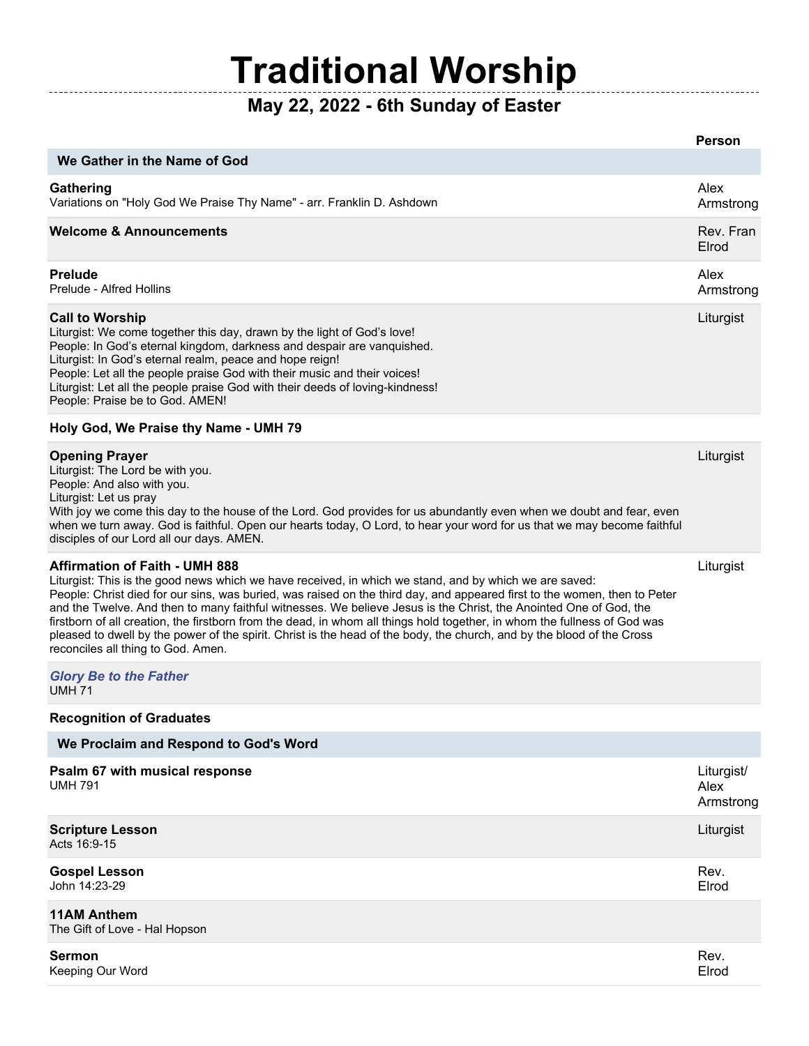# Traditional Worship

## May 22, 2022 - 6th Sunday of Easter

| | Person |
|---|---|
| **We Gather in the Name of God** | |
| **Gathering**<br>Variations on "Holy God We Praise Thy Name" - arr. Franklin D. Ashdown | Alex Armstrong |
| **Welcome & Announcements** | Rev. Fran Elrod |
| **Prelude**<br>Prelude - Alfred Hollins | Alex Armstrong |
| **Call to Worship**<br>Liturgist: We come together this day, drawn by the light of God's love!<br>People: In God's eternal kingdom, darkness and despair are vanquished.<br>Liturgist: In God's eternal realm, peace and hope reign!<br>People: Let all the people praise God with their music and their voices!<br>Liturgist: Let all the people praise God with their deeds of loving-kindness!<br>People: Praise be to God. AMEN! | Liturgist |
| **Holy God, We Praise thy Name - UMH 79** | |
| **Opening Prayer**<br>Liturgist: The Lord be with you.<br>People: And also with you.<br>Liturgist: Let us pray<br>With joy we come this day to the house of the Lord. God provides for us abundantly even when we doubt and fear, even when we turn away. God is faithful. Open our hearts today, O Lord, to hear your word for us that we may become faithful disciples of our Lord all our days. AMEN. | Liturgist |
| **Affirmation of Faith - UMH 888**<br>Liturgist: This is the good news which we have received, in which we stand, and by which we are saved:<br>People: Christ died for our sins, was buried, was raised on the third day, and appeared first to the women, then to Peter and the Twelve. And then to many faithful witnesses. We believe Jesus is the Christ, the Anointed One of God, the firstborn of all creation, the firstborn from the dead, in whom all things hold together, in whom the fullness of God was pleased to dwell by the power of the spirit. Christ is the head of the body, the church, and by the blood of the Cross reconciles all thing to God. Amen. | Liturgist |
| ***Glory Be to the Father***<br>UMH 71 | |
| **Recognition of Graduates** | |
| **We Proclaim and Respond to God's Word** | |
| **Psalm 67 with musical response**<br>UMH 791 | Liturgist/ Alex Armstrong |
| **Scripture Lesson**<br>Acts 16:9-15 | Liturgist |
| **Gospel Lesson**<br>John 14:23-29 | Rev. Elrod |
| **11AM Anthem**<br>The Gift of Love - Hal Hopson | |
| **Sermon**<br>Keeping Our Word | Rev. Elrod |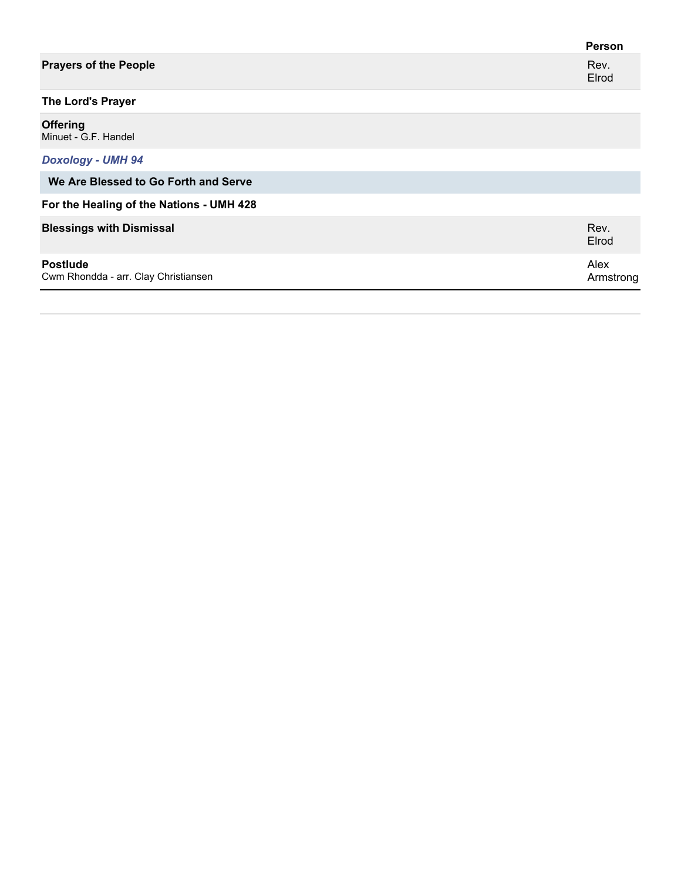| | Person |
|---|---|
| **Prayers of the People** | Rev. Elrod |
| **The Lord's Prayer** | |
| **Offering**<br>Minuet - G.F. Handel | |
| ***Doxology - UMH 94*** | |
| **We Are Blessed to Go Forth and Serve** | |
| **For the Healing of the Nations - UMH 428** | |
| **Blessings with Dismissal** | Rev. Elrod |
| **Postlude**<br>Cwm Rhondda - arr. Clay Christiansen | Alex Armstrong |